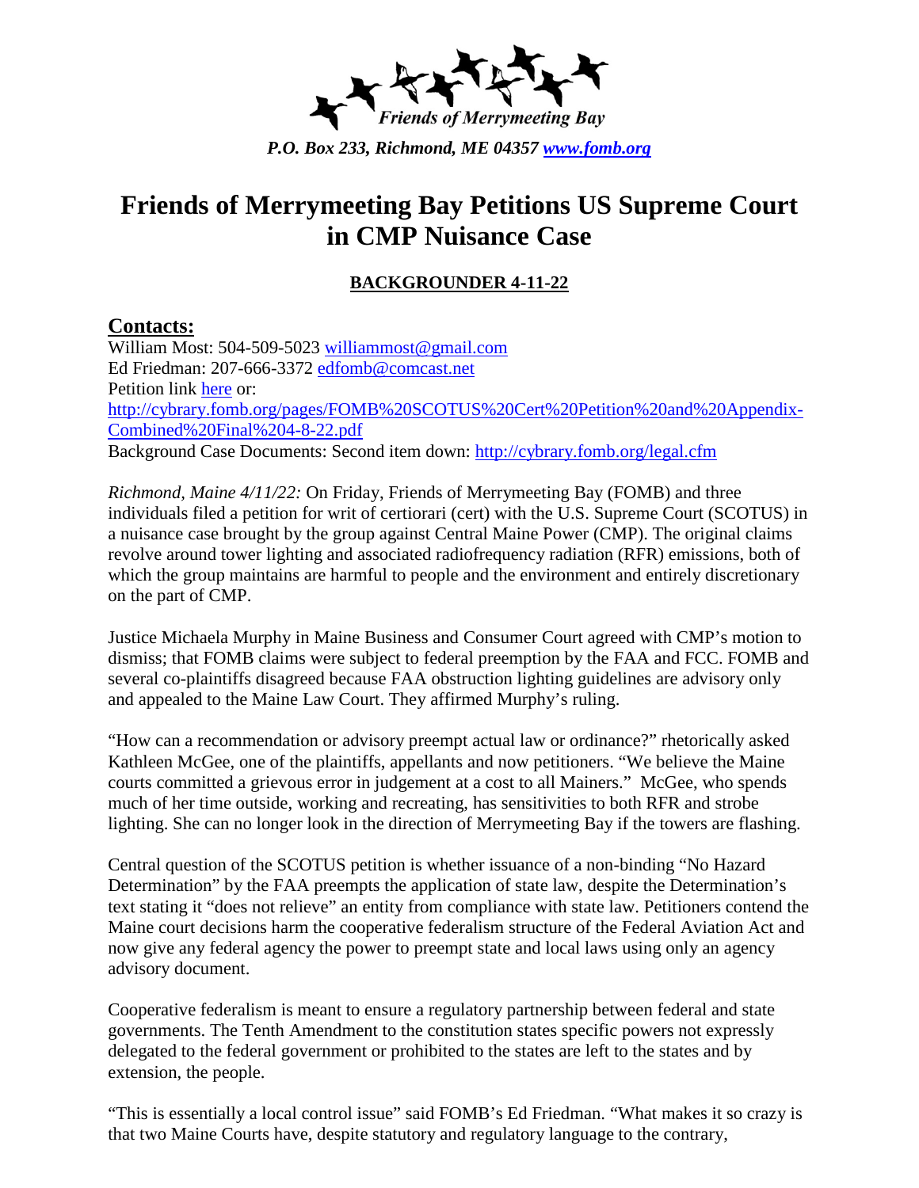*Friends of Merrymeeting Bay*

*P.O. Box 233, Richmond, ME 04357 [www.fomb.org](http://www.fomb.org)*

# Friends of Merrymeeting Bay Petitions US Supreme Court in CMP Nuisance Case

**BACKGROUNDER 4-11-22**

## Contacts:

William Most: 504-509-5023 [williammost@gmail.com](mailto:williammost@gmail.com)
Ed Friedman: 207-666-3372 [edfomb@comcast.net](mailto:edfomb@comcast.net)
Petition link here or:
[http://cybrary.fomb.org/pages/FOMB%20SCOTUS%20Cert%20Petition%20and%20Appendix-Combined%20Final%204-8-22.pdf](http://cybrary.fomb.org/pages/FOMB%20SCOTUS%20Cert%20Petition%20and%20Appendix-Combined%20Final%204-8-22.pdf)
Background Case Documents: Second item down: [http://cybrary.fomb.org/legal.cfm](http://cybrary.fomb.org/legal.cfm)

*Richmond, Maine 4/11/22:* On Friday, Friends of Merrymeeting Bay (FOMB) and three individuals filed a petition for writ of certiorari (cert) with the U.S. Supreme Court (SCOTUS) in a nuisance case brought by the group against Central Maine Power (CMP). The original claims revolve around tower lighting and associated radiofrequency radiation (RFR) emissions, both of which the group maintains are harmful to people and the environment and entirely discretionary on the part of CMP.

Justice Michaela Murphy in Maine Business and Consumer Court agreed with CMP's motion to dismiss; that FOMB claims were subject to federal preemption by the FAA and FCC. FOMB and several co-plaintiffs disagreed because FAA obstruction lighting guidelines are advisory only and appealed to the Maine Law Court. They affirmed Murphy's ruling.

"How can a recommendation or advisory preempt actual law or ordinance?" rhetorically asked Kathleen McGee, one of the plaintiffs, appellants and now petitioners. "We believe the Maine courts committed a grievous error in judgement at a cost to all Mainers." McGee, who spends much of her time outside, working and recreating, has sensitivities to both RFR and strobe lighting. She can no longer look in the direction of Merrymeeting Bay if the towers are flashing.

Central question of the SCOTUS petition is whether issuance of a non-binding "No Hazard Determination" by the FAA preempts the application of state law, despite the Determination's text stating it "does not relieve" an entity from compliance with state law. Petitioners contend the Maine court decisions harm the cooperative federalism structure of the Federal Aviation Act and now give any federal agency the power to preempt state and local laws using only an agency advisory document.

Cooperative federalism is meant to ensure a regulatory partnership between federal and state governments. The Tenth Amendment to the constitution states specific powers not expressly delegated to the federal government or prohibited to the states are left to the states and by extension, the people.

"This is essentially a local control issue" said FOMB's Ed Friedman. "What makes it so crazy is that two Maine Courts have, despite statutory and regulatory language to the contrary,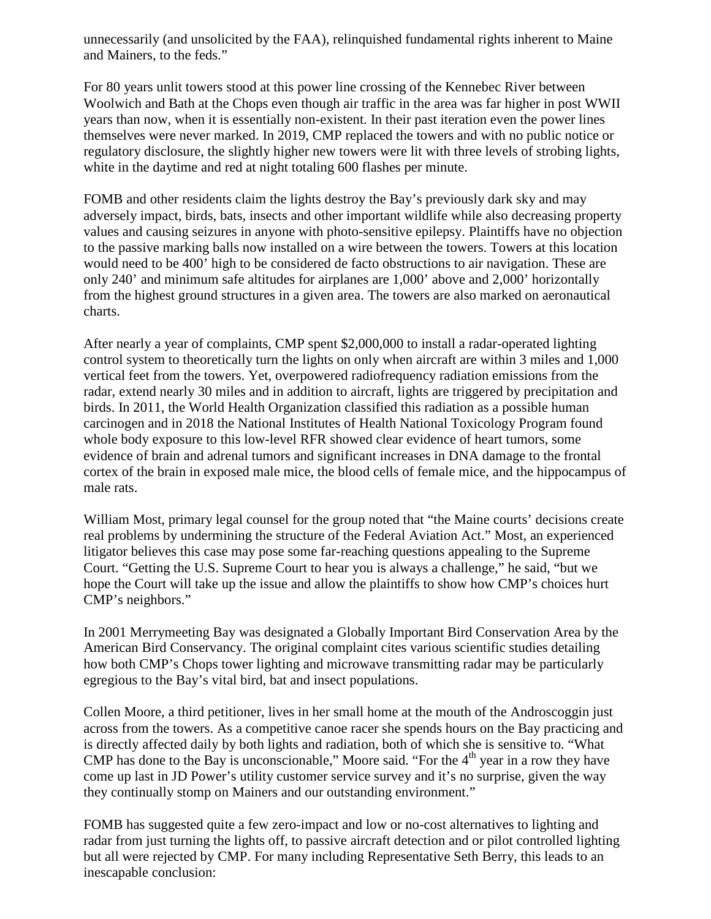unnecessarily (and unsolicited by the FAA), relinquished fundamental rights inherent to Maine and Mainers, to the feds."

For 80 years unlit towers stood at this power line crossing of the Kennebec River between Woolwich and Bath at the Chops even though air traffic in the area was far higher in post WWII years than now, when it is essentially non-existent. In their past iteration even the power lines themselves were never marked. In 2019, CMP replaced the towers and with no public notice or regulatory disclosure, the slightly higher new towers were lit with three levels of strobing lights, white in the daytime and red at night totaling 600 flashes per minute.

FOMB and other residents claim the lights destroy the Bay's previously dark sky and may adversely impact, birds, bats, insects and other important wildlife while also decreasing property values and causing seizures in anyone with photo-sensitive epilepsy. Plaintiffs have no objection to the passive marking balls now installed on a wire between the towers. Towers at this location would need to be 400' high to be considered de facto obstructions to air navigation. These are only 240' and minimum safe altitudes for airplanes are 1,000' above and 2,000' horizontally from the highest ground structures in a given area. The towers are also marked on aeronautical charts.

After nearly a year of complaints, CMP spent $2,000,000 to install a radar-operated lighting control system to theoretically turn the lights on only when aircraft are within 3 miles and 1,000 vertical feet from the towers. Yet, overpowered radiofrequency radiation emissions from the radar, extend nearly 30 miles and in addition to aircraft, lights are triggered by precipitation and birds. In 2011, the World Health Organization classified this radiation as a possible human carcinogen and in 2018 the National Institutes of Health National Toxicology Program found whole body exposure to this low-level RFR showed clear evidence of heart tumors, some evidence of brain and adrenal tumors and significant increases in DNA damage to the frontal cortex of the brain in exposed male mice, the blood cells of female mice, and the hippocampus of male rats.

William Most, primary legal counsel for the group noted that "the Maine courts' decisions create real problems by undermining the structure of the Federal Aviation Act." Most, an experienced litigator believes this case may pose some far-reaching questions appealing to the Supreme Court. "Getting the U.S. Supreme Court to hear you is always a challenge," he said, "but we hope the Court will take up the issue and allow the plaintiffs to show how CMP's choices hurt CMP's neighbors."

In 2001 Merrymeeting Bay was designated a Globally Important Bird Conservation Area by the American Bird Conservancy. The original complaint cites various scientific studies detailing how both CMP's Chops tower lighting and microwave transmitting radar may be particularly egregious to the Bay's vital bird, bat and insect populations.

Collen Moore, a third petitioner, lives in her small home at the mouth of the Androscoggin just across from the towers. As a competitive canoe racer she spends hours on the Bay practicing and is directly affected daily by both lights and radiation, both of which she is sensitive to. "What CMP has done to the Bay is unconscionable," Moore said. "For the 4th year in a row they have come up last in JD Power's utility customer service survey and it's no surprise, given the way they continually stomp on Mainers and our outstanding environment."

FOMB has suggested quite a few zero-impact and low or no-cost alternatives to lighting and radar from just turning the lights off, to passive aircraft detection and or pilot controlled lighting but all were rejected by CMP. For many including Representative Seth Berry, this leads to an inescapable conclusion: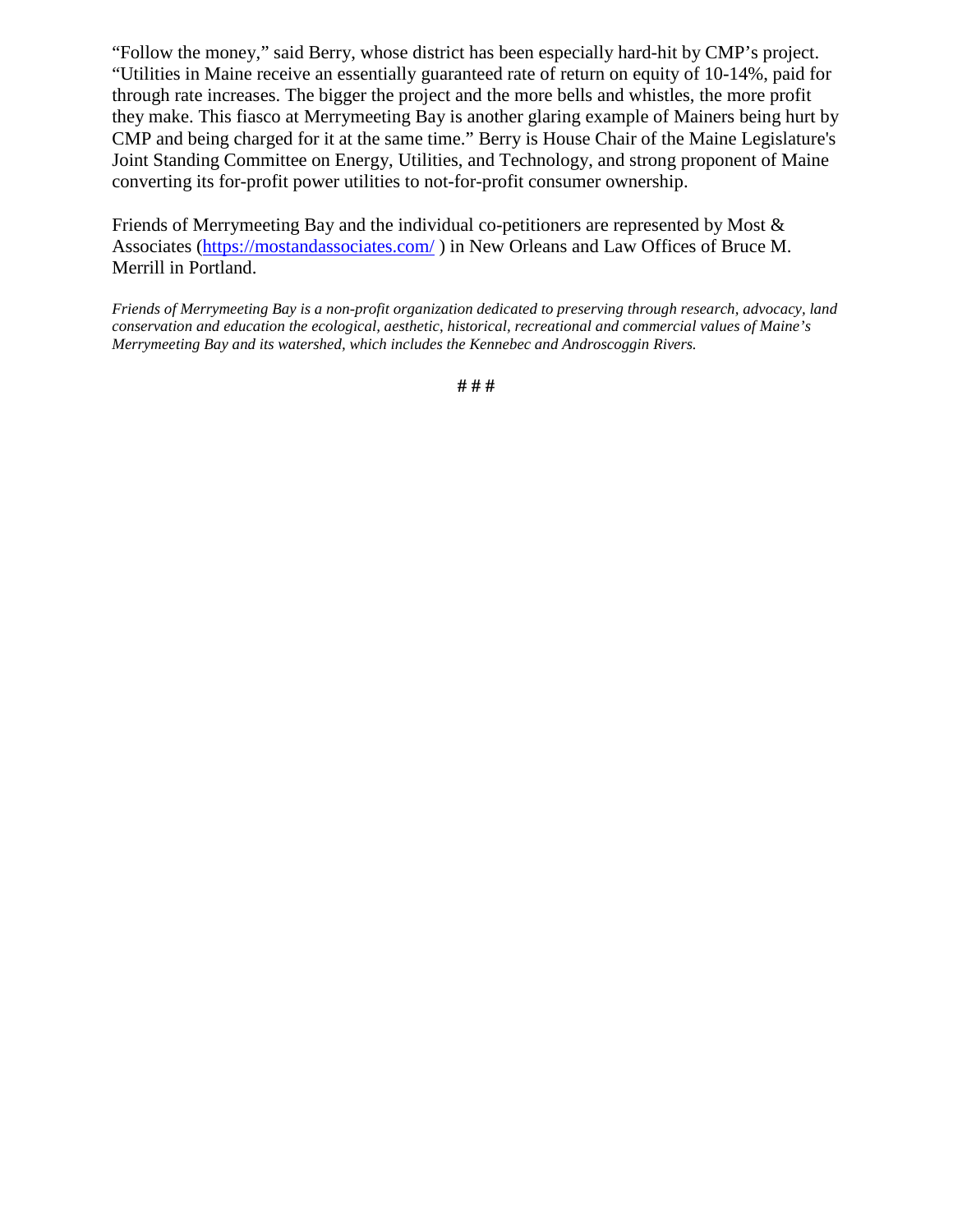"Follow the money," said Berry, whose district has been especially hard-hit by CMP's project. "Utilities in Maine receive an essentially guaranteed rate of return on equity of 10-14%, paid for through rate increases. The bigger the project and the more bells and whistles, the more profit they make. This fiasco at Merrymeeting Bay is another glaring example of Mainers being hurt by CMP and being charged for it at the same time." Berry is House Chair of the Maine Legislature's Joint Standing Committee on Energy, Utilities, and Technology, and strong proponent of Maine converting its for-profit power utilities to not-for-profit consumer ownership.

Friends of Merrymeeting Bay and the individual co-petitioners are represented by Most & Associates (https://mostandassociates.com/ ) in New Orleans and Law Offices of Bruce M. Merrill in Portland.

*Friends of Merrymeeting Bay is a non-profit organization dedicated to preserving through research, advocacy, land conservation and education the ecological, aesthetic, historical, recreational and commercial values of Maine's Merrymeeting Bay and its watershed, which includes the Kennebec and Androscoggin Rivers.*

# # #